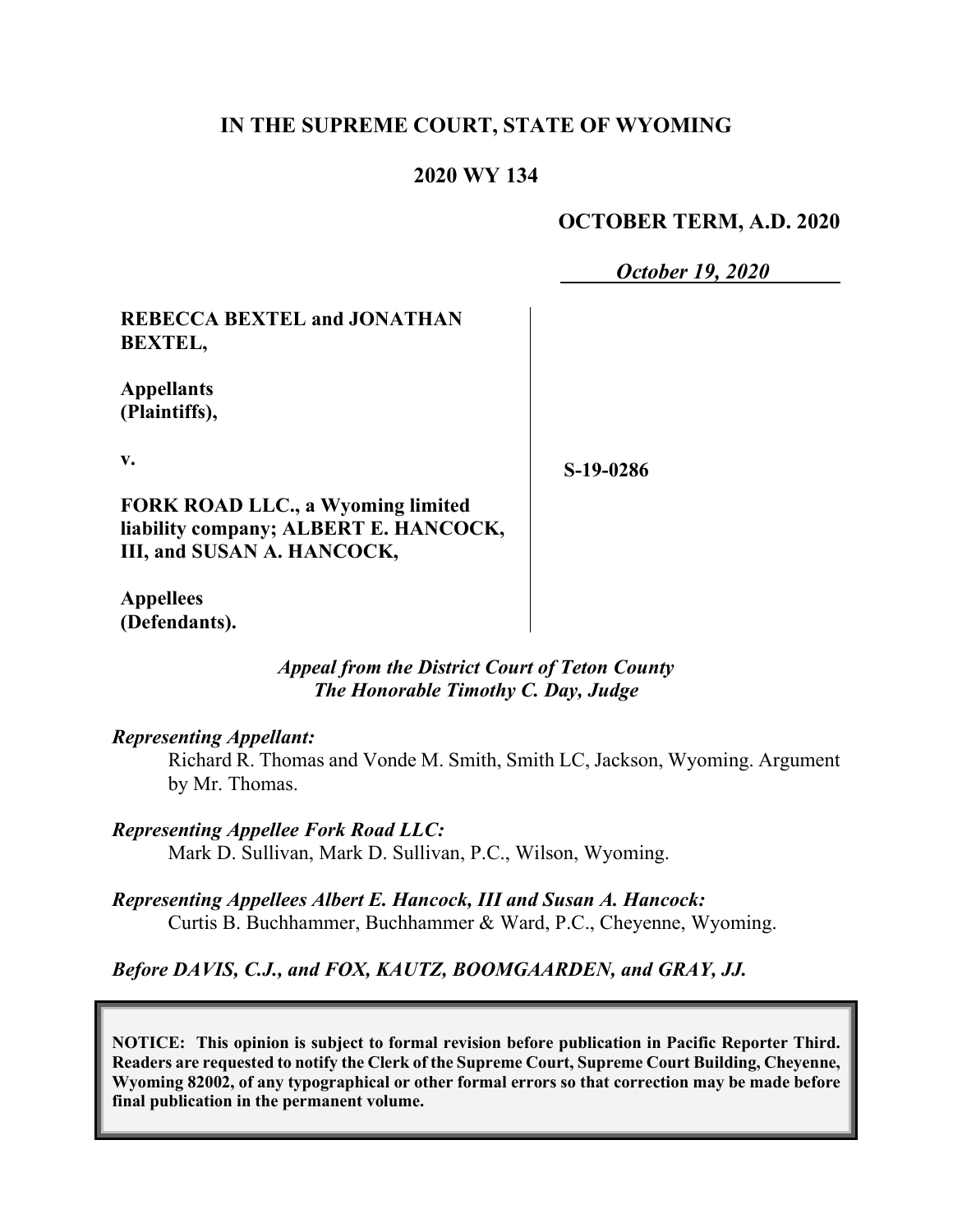**IN THE SUPREME COURT, STATE OF WYOMING**

**2020 WY 134**

**OCTOBER TERM, A.D. 2020**

***October 19, 2020***

**REBECCA BEXTEL and JONATHAN BEXTEL,**

**Appellants (Plaintiffs),**

**v.**

**FORK ROAD LLC., a Wyoming limited liability company; ALBERT E. HANCOCK, III, and SUSAN A. HANCOCK,**

**Appellees (Defendants).**

**S-19-0286**

***Appeal from the District Court of Teton County***
***The Honorable Timothy C. Day, Judge***

***Representing Appellant:***

Richard R. Thomas and Vonde M. Smith, Smith LC, Jackson, Wyoming. Argument by Mr. Thomas.

***Representing Appellee Fork Road LLC:***

Mark D. Sullivan, Mark D. Sullivan, P.C., Wilson, Wyoming.

***Representing Appellees Albert E. Hancock, III and Susan A. Hancock:***

Curtis B. Buchhammer, Buchhammer & Ward, P.C., Cheyenne, Wyoming.

***Before DAVIS, C.J., and FOX, KAUTZ, BOOMGAARDEN, and GRAY, JJ.***

**NOTICE: This opinion is subject to formal revision before publication in Pacific Reporter Third. Readers are requested to notify the Clerk of the Supreme Court, Supreme Court Building, Cheyenne, Wyoming 82002, of any typographical or other formal errors so that correction may be made before final publication in the permanent volume.**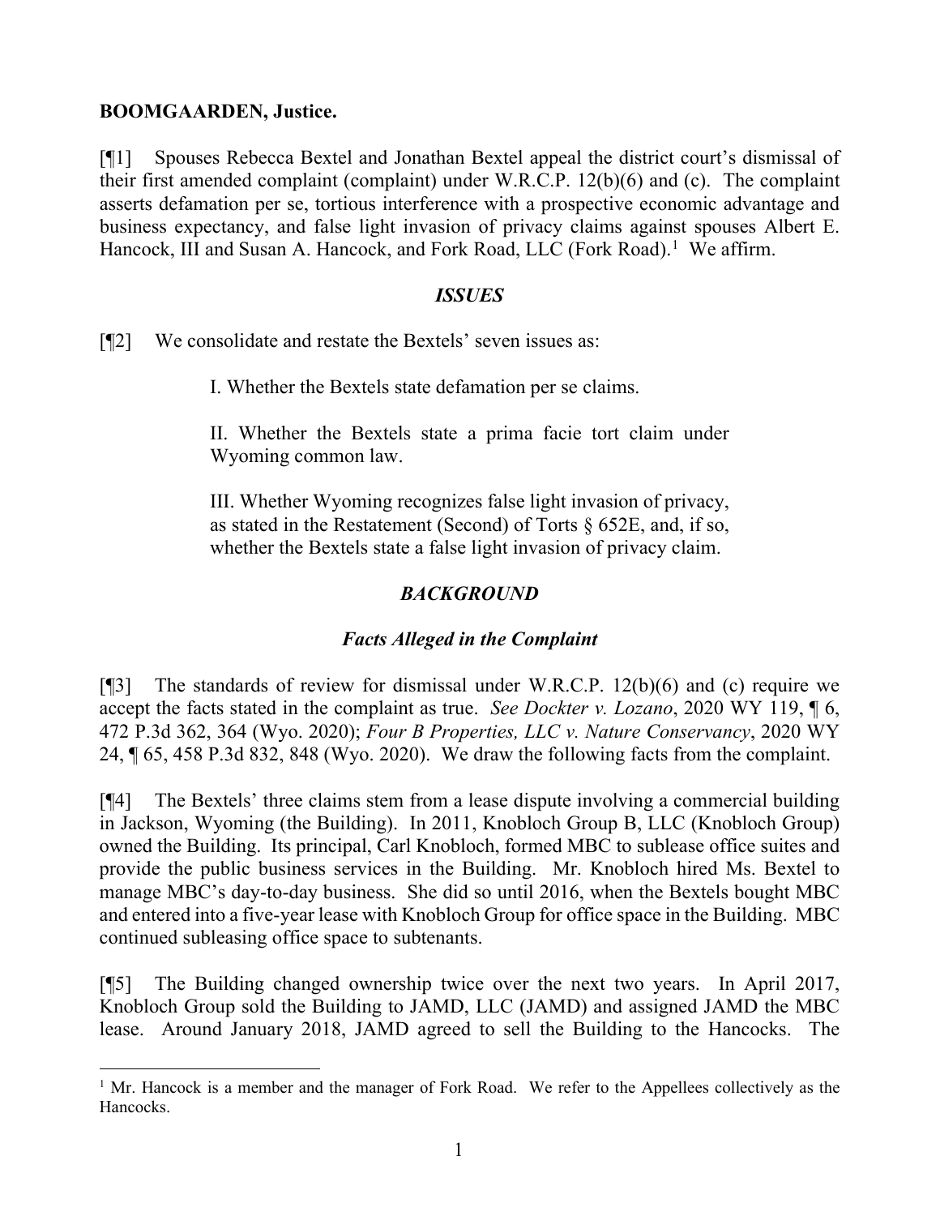**BOOMGAARDEN, Justice.**

[¶1] Spouses Rebecca Bextel and Jonathan Bextel appeal the district court's dismissal of their first amended complaint (complaint) under W.R.C.P. 12(b)(6) and (c). The complaint asserts defamation per se, tortious interference with a prospective economic advantage and business expectancy, and false light invasion of privacy claims against spouses Albert E. Hancock, III and Susan A. Hancock, and Fork Road, LLC (Fork Road).[1] We affirm.

## *ISSUES*

[¶2] We consolidate and restate the Bextels' seven issues as:

> I. Whether the Bextels state defamation per se claims.
>
> II. Whether the Bextels state a prima facie tort claim under Wyoming common law.
>
> III. Whether Wyoming recognizes false light invasion of privacy, as stated in the Restatement (Second) of Torts § 652E, and, if so, whether the Bextels state a false light invasion of privacy claim.

## *BACKGROUND*

### *Facts Alleged in the Complaint*

[¶3] The standards of review for dismissal under W.R.C.P. 12(b)(6) and (c) require we accept the facts stated in the complaint as true. *See Dockter v. Lozano*, 2020 WY 119, ¶ 6, 472 P.3d 362, 364 (Wyo. 2020); *Four B Properties, LLC v. Nature Conservancy*, 2020 WY 24, ¶ 65, 458 P.3d 832, 848 (Wyo. 2020). We draw the following facts from the complaint.

[¶4] The Bextels' three claims stem from a lease dispute involving a commercial building in Jackson, Wyoming (the Building). In 2011, Knobloch Group B, LLC (Knobloch Group) owned the Building. Its principal, Carl Knobloch, formed MBC to sublease office suites and provide the public business services in the Building. Mr. Knobloch hired Ms. Bextel to manage MBC's day-to-day business. She did so until 2016, when the Bextels bought MBC and entered into a five-year lease with Knobloch Group for office space in the Building. MBC continued subleasing office space to subtenants.

[¶5] The Building changed ownership twice over the next two years. In April 2017, Knobloch Group sold the Building to JAMD, LLC (JAMD) and assigned JAMD the MBC lease. Around January 2018, JAMD agreed to sell the Building to the Hancocks. The

---

[1] Mr. Hancock is a member and the manager of Fork Road. We refer to the Appellees collectively as the Hancocks.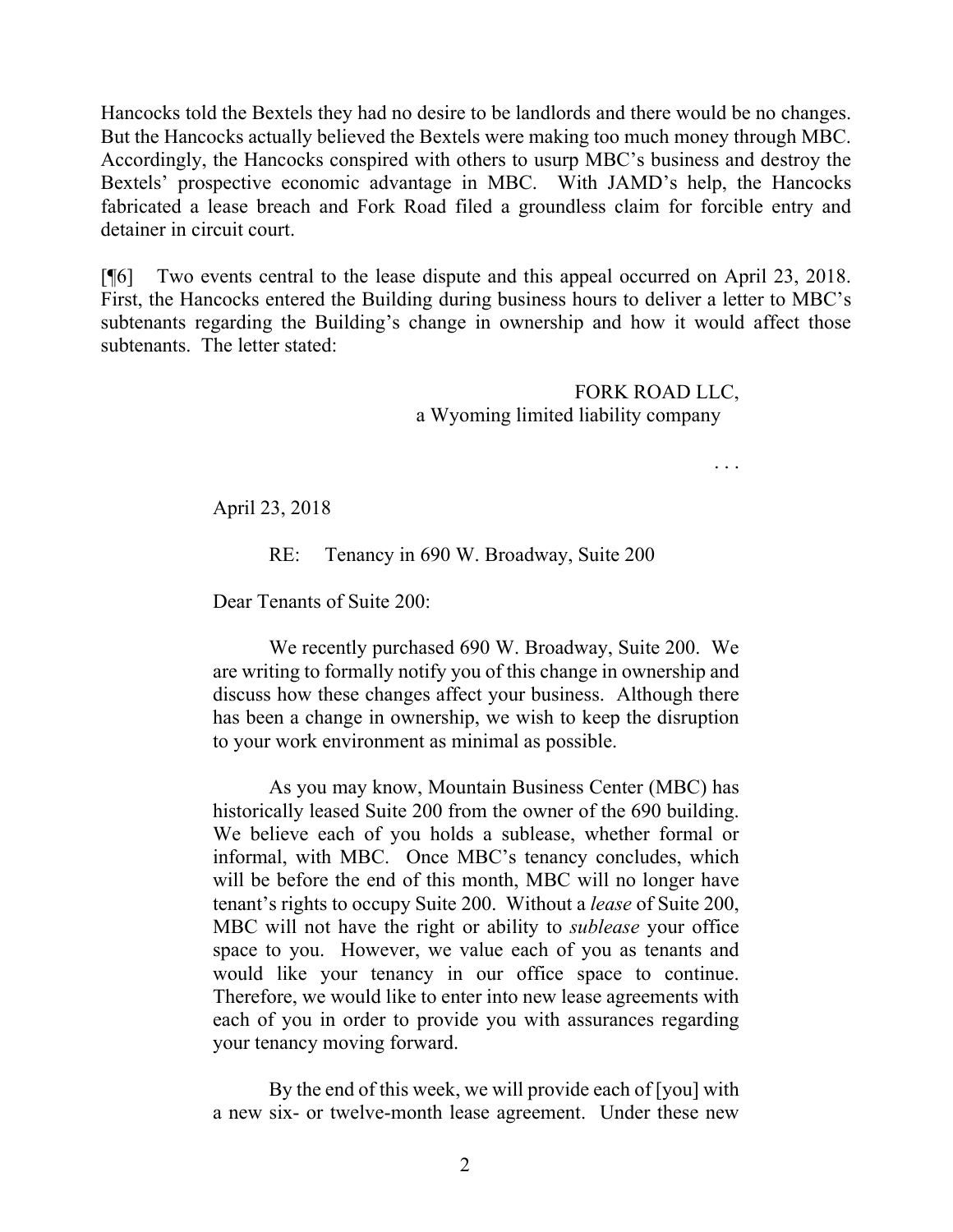Hancocks told the Bextels they had no desire to be landlords and there would be no changes. But the Hancocks actually believed the Bextels were making too much money through MBC. Accordingly, the Hancocks conspired with others to usurp MBC's business and destroy the Bextels' prospective economic advantage in MBC. With JAMD's help, the Hancocks fabricated a lease breach and Fork Road filed a groundless claim for forcible entry and detainer in circuit court.

[¶6] Two events central to the lease dispute and this appeal occurred on April 23, 2018. First, the Hancocks entered the Building during business hours to deliver a letter to MBC's subtenants regarding the Building's change in ownership and how it would affect those subtenants. The letter stated:

> FORK ROAD LLC,
> a Wyoming limited liability company
>
> . . .
>
> April 23, 2018
>
> RE: Tenancy in 690 W. Broadway, Suite 200
>
> Dear Tenants of Suite 200:
>
> We recently purchased 690 W. Broadway, Suite 200. We are writing to formally notify you of this change in ownership and discuss how these changes affect your business. Although there has been a change in ownership, we wish to keep the disruption to your work environment as minimal as possible.
>
> As you may know, Mountain Business Center (MBC) has historically leased Suite 200 from the owner of the 690 building. We believe each of you holds a sublease, whether formal or informal, with MBC. Once MBC's tenancy concludes, which will be before the end of this month, MBC will no longer have tenant's rights to occupy Suite 200. Without a *lease* of Suite 200, MBC will not have the right or ability to *sublease* your office space to you. However, we value each of you as tenants and would like your tenancy in our office space to continue. Therefore, we would like to enter into new lease agreements with each of you in order to provide you with assurances regarding your tenancy moving forward.
>
> By the end of this week, we will provide each of [you] with a new six- or twelve-month lease agreement. Under these new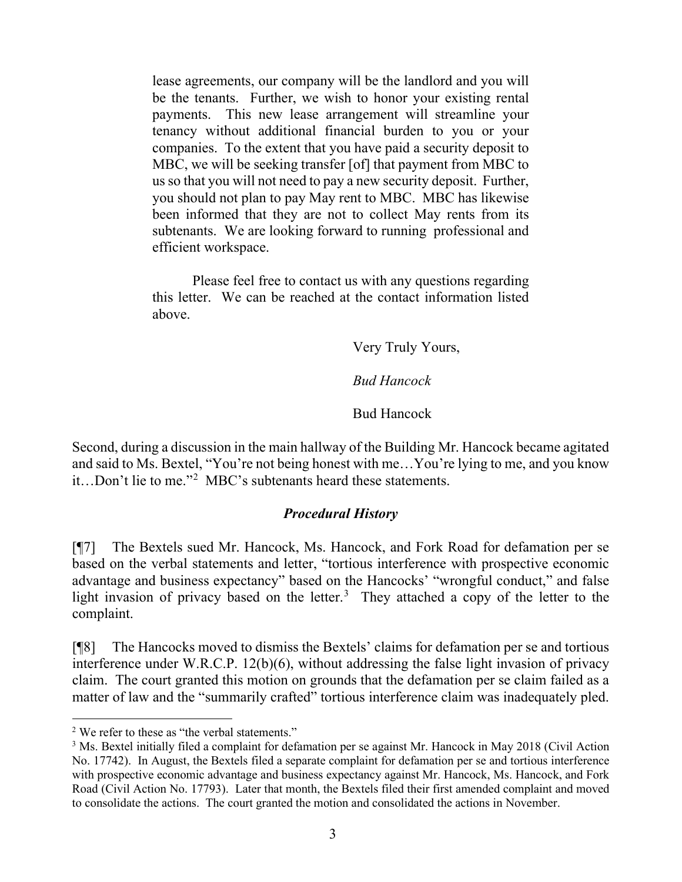> lease agreements, our company will be the landlord and you will be the tenants. Further, we wish to honor your existing rental payments. This new lease arrangement will streamline your tenancy without additional financial burden to you or your companies. To the extent that you have paid a security deposit to MBC, we will be seeking transfer [of] that payment from MBC to us so that you will not need to pay a new security deposit. Further, you should not plan to pay May rent to MBC. MBC has likewise been informed that they are not to collect May rents from its subtenants. We are looking forward to running professional and efficient workspace.
>
> Please feel free to contact us with any questions regarding this letter. We can be reached at the contact information listed above.
>
> Very Truly Yours,
>
> *Bud Hancock*
>
> Bud Hancock

Second, during a discussion in the main hallway of the Building Mr. Hancock became agitated and said to Ms. Bextel, "You're not being honest with me…You're lying to me, and you know it…Don't lie to me."[2] MBC's subtenants heard these statements.

### *Procedural History*

[¶7] The Bextels sued Mr. Hancock, Ms. Hancock, and Fork Road for defamation per se based on the verbal statements and letter, "tortious interference with prospective economic advantage and business expectancy" based on the Hancocks' "wrongful conduct," and false light invasion of privacy based on the letter.[3] They attached a copy of the letter to the complaint.

[¶8] The Hancocks moved to dismiss the Bextels' claims for defamation per se and tortious interference under W.R.C.P. 12(b)(6), without addressing the false light invasion of privacy claim. The court granted this motion on grounds that the defamation per se claim failed as a matter of law and the "summarily crafted" tortious interference claim was inadequately pled.

---

[2] We refer to these as "the verbal statements."

[3] Ms. Bextel initially filed a complaint for defamation per se against Mr. Hancock in May 2018 (Civil Action No. 17742). In August, the Bextels filed a separate complaint for defamation per se and tortious interference with prospective economic advantage and business expectancy against Mr. Hancock, Ms. Hancock, and Fork Road (Civil Action No. 17793). Later that month, the Bextels filed their first amended complaint and moved to consolidate the actions. The court granted the motion and consolidated the actions in November.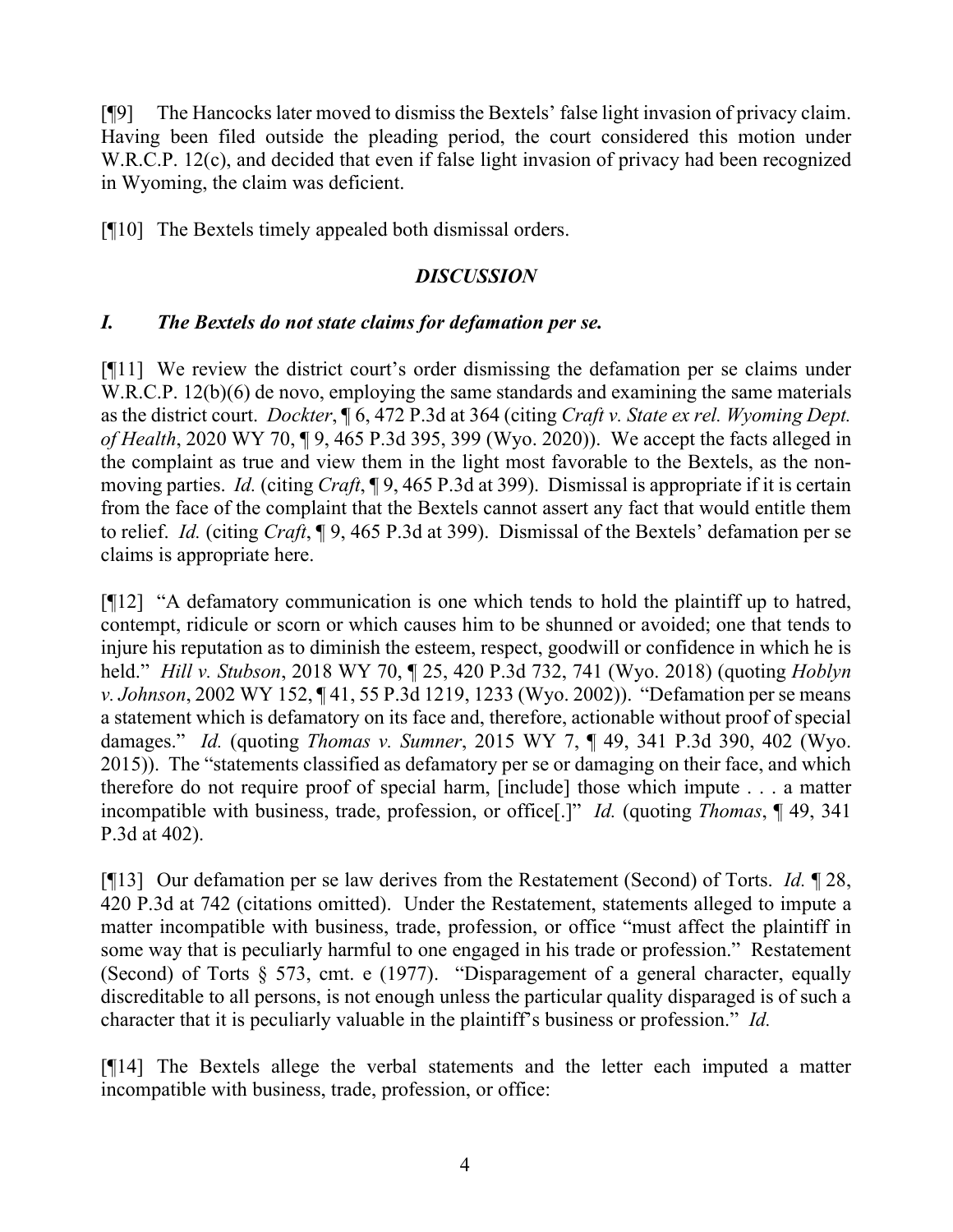[¶9] The Hancocks later moved to dismiss the Bextels' false light invasion of privacy claim. Having been filed outside the pleading period, the court considered this motion under W.R.C.P. 12(c), and decided that even if false light invasion of privacy had been recognized in Wyoming, the claim was deficient.

[¶10] The Bextels timely appealed both dismissal orders.

## *DISCUSSION*

### *I. The Bextels do not state claims for defamation per se.*

[¶11] We review the district court's order dismissing the defamation per se claims under W.R.C.P. 12(b)(6) de novo, employing the same standards and examining the same materials as the district court. *Dockter*, ¶ 6, 472 P.3d at 364 (citing *Craft v. State ex rel. Wyoming Dept. of Health*, 2020 WY 70, ¶ 9, 465 P.3d 395, 399 (Wyo. 2020)). We accept the facts alleged in the complaint as true and view them in the light most favorable to the Bextels, as the non-moving parties. *Id.* (citing *Craft*, ¶ 9, 465 P.3d at 399). Dismissal is appropriate if it is certain from the face of the complaint that the Bextels cannot assert any fact that would entitle them to relief. *Id.* (citing *Craft*, ¶ 9, 465 P.3d at 399). Dismissal of the Bextels' defamation per se claims is appropriate here.

[¶12] "A defamatory communication is one which tends to hold the plaintiff up to hatred, contempt, ridicule or scorn or which causes him to be shunned or avoided; one that tends to injure his reputation as to diminish the esteem, respect, goodwill or confidence in which he is held." *Hill v. Stubson*, 2018 WY 70, ¶ 25, 420 P.3d 732, 741 (Wyo. 2018) (quoting *Hoblyn v. Johnson*, 2002 WY 152, ¶ 41, 55 P.3d 1219, 1233 (Wyo. 2002)). "Defamation per se means a statement which is defamatory on its face and, therefore, actionable without proof of special damages." *Id.* (quoting *Thomas v. Sumner*, 2015 WY 7, ¶ 49, 341 P.3d 390, 402 (Wyo. 2015)). The "statements classified as defamatory per se or damaging on their face, and which therefore do not require proof of special harm, [include] those which impute . . . a matter incompatible with business, trade, profession, or office[.]" *Id.* (quoting *Thomas*, ¶ 49, 341 P.3d at 402).

[¶13] Our defamation per se law derives from the Restatement (Second) of Torts. *Id.* ¶ 28, 420 P.3d at 742 (citations omitted). Under the Restatement, statements alleged to impute a matter incompatible with business, trade, profession, or office "must affect the plaintiff in some way that is peculiarly harmful to one engaged in his trade or profession." Restatement (Second) of Torts § 573, cmt. e (1977). "Disparagement of a general character, equally discreditable to all persons, is not enough unless the particular quality disparaged is of such a character that it is peculiarly valuable in the plaintiff's business or profession." *Id.*

[¶14] The Bextels allege the verbal statements and the letter each imputed a matter incompatible with business, trade, profession, or office: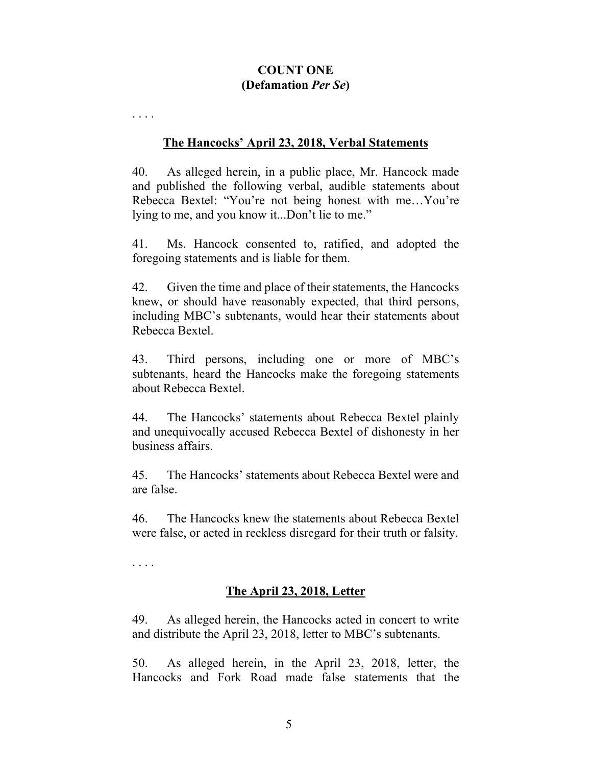**COUNT ONE**
**(Defamation *Per Se*)**

. . . .

**The Hancocks' April 23, 2018, Verbal Statements**

40. As alleged herein, in a public place, Mr. Hancock made and published the following verbal, audible statements about Rebecca Bextel: "You're not being honest with me…You're lying to me, and you know it...Don't lie to me."

41. Ms. Hancock consented to, ratified, and adopted the foregoing statements and is liable for them.

42. Given the time and place of their statements, the Hancocks knew, or should have reasonably expected, that third persons, including MBC's subtenants, would hear their statements about Rebecca Bextel.

43. Third persons, including one or more of MBC's subtenants, heard the Hancocks make the foregoing statements about Rebecca Bextel.

44. The Hancocks' statements about Rebecca Bextel plainly and unequivocally accused Rebecca Bextel of dishonesty in her business affairs.

45. The Hancocks' statements about Rebecca Bextel were and are false.

46. The Hancocks knew the statements about Rebecca Bextel were false, or acted in reckless disregard for their truth or falsity.

. . . .

**The April 23, 2018, Letter**

49. As alleged herein, the Hancocks acted in concert to write and distribute the April 23, 2018, letter to MBC's subtenants.

50. As alleged herein, in the April 23, 2018, letter, the Hancocks and Fork Road made false statements that the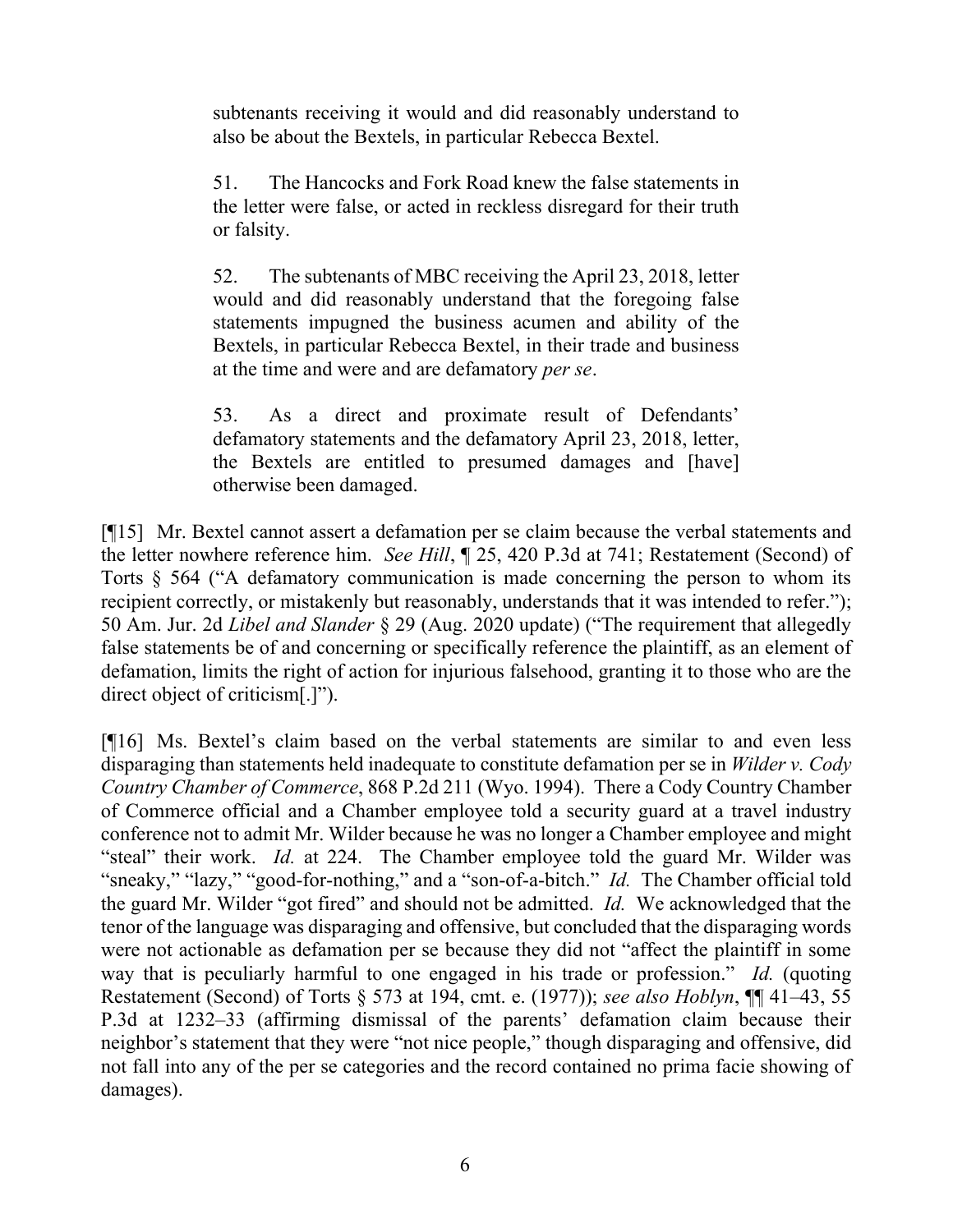> subtenants receiving it would and did reasonably understand to also be about the Bextels, in particular Rebecca Bextel.
>
> 51. The Hancocks and Fork Road knew the false statements in the letter were false, or acted in reckless disregard for their truth or falsity.
>
> 52. The subtenants of MBC receiving the April 23, 2018, letter would and did reasonably understand that the foregoing false statements impugned the business acumen and ability of the Bextels, in particular Rebecca Bextel, in their trade and business at the time and were and are defamatory *per se*.
>
> 53. As a direct and proximate result of Defendants' defamatory statements and the defamatory April 23, 2018, letter, the Bextels are entitled to presumed damages and [have] otherwise been damaged.

[¶15] Mr. Bextel cannot assert a defamation per se claim because the verbal statements and the letter nowhere reference him. *See Hill*, ¶ 25, 420 P.3d at 741; Restatement (Second) of Torts § 564 ("A defamatory communication is made concerning the person to whom its recipient correctly, or mistakenly but reasonably, understands that it was intended to refer."); 50 Am. Jur. 2d *Libel and Slander* § 29 (Aug. 2020 update) ("The requirement that allegedly false statements be of and concerning or specifically reference the plaintiff, as an element of defamation, limits the right of action for injurious falsehood, granting it to those who are the direct object of criticism[.]").

[¶16] Ms. Bextel's claim based on the verbal statements are similar to and even less disparaging than statements held inadequate to constitute defamation per se in *Wilder v. Cody Country Chamber of Commerce*, 868 P.2d 211 (Wyo. 1994). There a Cody Country Chamber of Commerce official and a Chamber employee told a security guard at a travel industry conference not to admit Mr. Wilder because he was no longer a Chamber employee and might "steal" their work. *Id.* at 224. The Chamber employee told the guard Mr. Wilder was "sneaky," "lazy," "good-for-nothing," and a "son-of-a-bitch." *Id.* The Chamber official told the guard Mr. Wilder "got fired" and should not be admitted. *Id.* We acknowledged that the tenor of the language was disparaging and offensive, but concluded that the disparaging words were not actionable as defamation per se because they did not "affect the plaintiff in some way that is peculiarly harmful to one engaged in his trade or profession." *Id.* (quoting Restatement (Second) of Torts § 573 at 194, cmt. e. (1977)); *see also Hoblyn*, ¶¶ 41–43, 55 P.3d at 1232–33 (affirming dismissal of the parents' defamation claim because their neighbor's statement that they were "not nice people," though disparaging and offensive, did not fall into any of the per se categories and the record contained no prima facie showing of damages).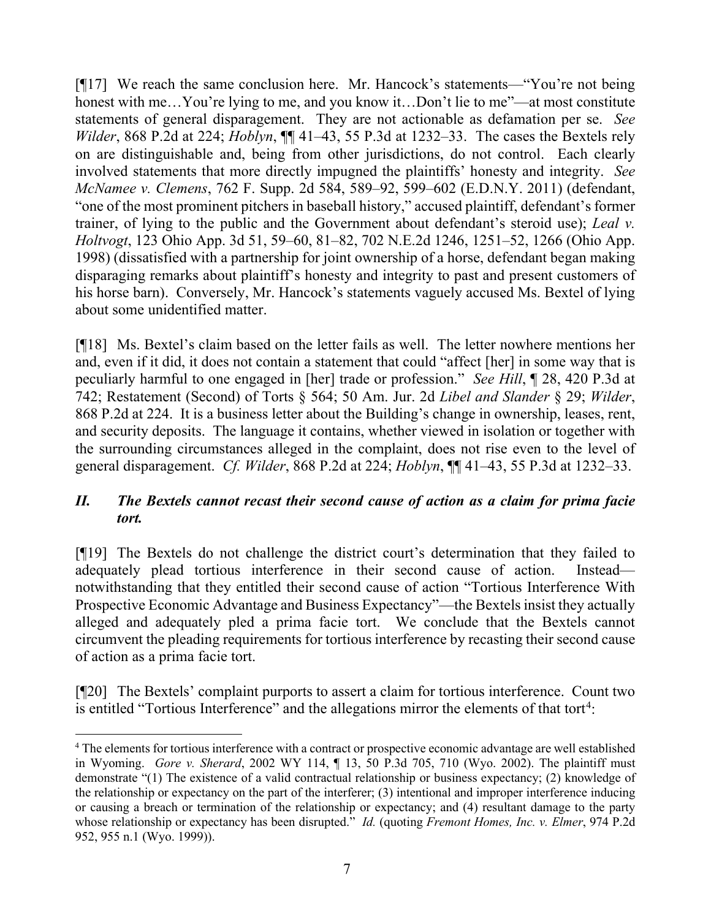[¶17] We reach the same conclusion here. Mr. Hancock's statements—"You're not being honest with me…You're lying to me, and you know it…Don't lie to me"—at most constitute statements of general disparagement. They are not actionable as defamation per se. *See Wilder*, 868 P.2d at 224; *Hoblyn*, ¶¶ 41–43, 55 P.3d at 1232–33. The cases the Bextels rely on are distinguishable and, being from other jurisdictions, do not control. Each clearly involved statements that more directly impugned the plaintiffs' honesty and integrity. *See McNamee v. Clemens*, 762 F. Supp. 2d 584, 589–92, 599–602 (E.D.N.Y. 2011) (defendant, "one of the most prominent pitchers in baseball history," accused plaintiff, defendant's former trainer, of lying to the public and the Government about defendant's steroid use); *Leal v. Holtvogt*, 123 Ohio App. 3d 51, 59–60, 81–82, 702 N.E.2d 1246, 1251–52, 1266 (Ohio App. 1998) (dissatisfied with a partnership for joint ownership of a horse, defendant began making disparaging remarks about plaintiff's honesty and integrity to past and present customers of his horse barn). Conversely, Mr. Hancock's statements vaguely accused Ms. Bextel of lying about some unidentified matter.

[¶18] Ms. Bextel's claim based on the letter fails as well. The letter nowhere mentions her and, even if it did, it does not contain a statement that could "affect [her] in some way that is peculiarly harmful to one engaged in [her] trade or profession." *See Hill*, ¶ 28, 420 P.3d at 742; Restatement (Second) of Torts § 564; 50 Am. Jur. 2d *Libel and Slander* § 29; *Wilder*, 868 P.2d at 224. It is a business letter about the Building's change in ownership, leases, rent, and security deposits. The language it contains, whether viewed in isolation or together with the surrounding circumstances alleged in the complaint, does not rise even to the level of general disparagement. *Cf. Wilder*, 868 P.2d at 224; *Hoblyn*, ¶¶ 41–43, 55 P.3d at 1232–33.

## *II. The Bextels cannot recast their second cause of action as a claim for prima facie tort.*

[¶19] The Bextels do not challenge the district court's determination that they failed to adequately plead tortious interference in their second cause of action. Instead—notwithstanding that they entitled their second cause of action "Tortious Interference With Prospective Economic Advantage and Business Expectancy"—the Bextels insist they actually alleged and adequately pled a prima facie tort. We conclude that the Bextels cannot circumvent the pleading requirements for tortious interference by recasting their second cause of action as a prima facie tort.

[¶20] The Bextels' complaint purports to assert a claim for tortious interference. Count two is entitled "Tortious Interference" and the allegations mirror the elements of that tort[4]:

---

[4] The elements for tortious interference with a contract or prospective economic advantage are well established in Wyoming. *Gore v. Sherard*, 2002 WY 114, ¶ 13, 50 P.3d 705, 710 (Wyo. 2002). The plaintiff must demonstrate "(1) The existence of a valid contractual relationship or business expectancy; (2) knowledge of the relationship or expectancy on the part of the interferer; (3) intentional and improper interference inducing or causing a breach or termination of the relationship or expectancy; and (4) resultant damage to the party whose relationship or expectancy has been disrupted." *Id.* (quoting *Fremont Homes, Inc. v. Elmer*, 974 P.2d 952, 955 n.1 (Wyo. 1999)).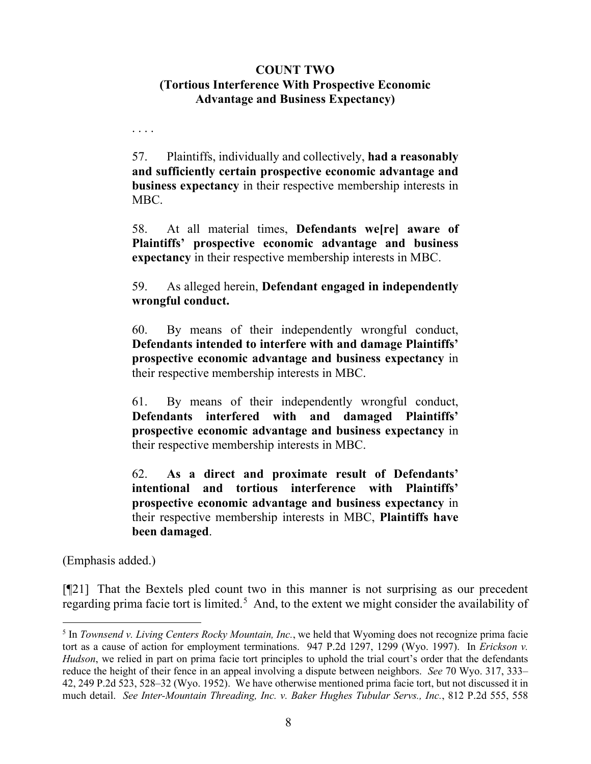**COUNT TWO**
**(Tortious Interference With Prospective Economic Advantage and Business Expectancy)**

. . . .

> 57. Plaintiffs, individually and collectively, **had a reasonably and sufficiently certain prospective economic advantage and business expectancy** in their respective membership interests in MBC.
>
> 58. At all material times, **Defendants we[re] aware of Plaintiffs' prospective economic advantage and business expectancy** in their respective membership interests in MBC.
>
> 59. As alleged herein, **Defendant engaged in independently wrongful conduct.**
>
> 60. By means of their independently wrongful conduct, **Defendants intended to interfere with and damage Plaintiffs' prospective economic advantage and business expectancy** in their respective membership interests in MBC.
>
> 61. By means of their independently wrongful conduct, **Defendants interfered with and damaged Plaintiffs' prospective economic advantage and business expectancy** in their respective membership interests in MBC.
>
> 62. **As a direct and proximate result of Defendants' intentional and tortious interference with Plaintiffs' prospective economic advantage and business expectancy** in their respective membership interests in MBC, **Plaintiffs have been damaged**.

(Emphasis added.)

[¶21] That the Bextels pled count two in this manner is not surprising as our precedent regarding prima facie tort is limited.[5] And, to the extent we might consider the availability of

---

[5] In *Townsend v. Living Centers Rocky Mountain, Inc.*, we held that Wyoming does not recognize prima facie tort as a cause of action for employment terminations. 947 P.2d 1297, 1299 (Wyo. 1997). In *Erickson v. Hudson*, we relied in part on prima facie tort principles to uphold the trial court's order that the defendants reduce the height of their fence in an appeal involving a dispute between neighbors. *See* 70 Wyo. 317, 333–42, 249 P.2d 523, 528–32 (Wyo. 1952). We have otherwise mentioned prima facie tort, but not discussed it in much detail. *See Inter-Mountain Threading, Inc. v. Baker Hughes Tubular Servs., Inc.*, 812 P.2d 555, 558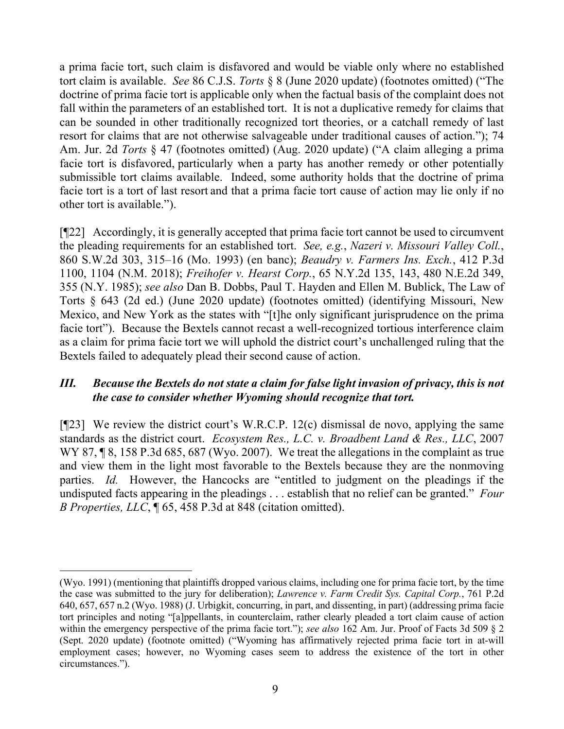a prima facie tort, such claim is disfavored and would be viable only where no established tort claim is available. *See* 86 C.J.S. *Torts* § 8 (June 2020 update) (footnotes omitted) ("The doctrine of prima facie tort is applicable only when the factual basis of the complaint does not fall within the parameters of an established tort. It is not a duplicative remedy for claims that can be sounded in other traditionally recognized tort theories, or a catchall remedy of last resort for claims that are not otherwise salvageable under traditional causes of action."); 74 Am. Jur. 2d *Torts* § 47 (footnotes omitted) (Aug. 2020 update) ("A claim alleging a prima facie tort is disfavored, particularly when a party has another remedy or other potentially submissible tort claims available. Indeed, some authority holds that the doctrine of prima facie tort is a tort of last resort and that a prima facie tort cause of action may lie only if no other tort is available.").

[¶22] Accordingly, it is generally accepted that prima facie tort cannot be used to circumvent the pleading requirements for an established tort. *See, e.g.*, *Nazeri v. Missouri Valley Coll.*, 860 S.W.2d 303, 315–16 (Mo. 1993) (en banc); *Beaudry v. Farmers Ins. Exch.*, 412 P.3d 1100, 1104 (N.M. 2018); *Freihofer v. Hearst Corp.*, 65 N.Y.2d 135, 143, 480 N.E.2d 349, 355 (N.Y. 1985); *see also* Dan B. Dobbs, Paul T. Hayden and Ellen M. Bublick, The Law of Torts § 643 (2d ed.) (June 2020 update) (footnotes omitted) (identifying Missouri, New Mexico, and New York as the states with "[t]he only significant jurisprudence on the prima facie tort"). Because the Bextels cannot recast a well-recognized tortious interference claim as a claim for prima facie tort we will uphold the district court's unchallenged ruling that the Bextels failed to adequately plead their second cause of action.

### *III. Because the Bextels do not state a claim for false light invasion of privacy, this is not the case to consider whether Wyoming should recognize that tort.*

[¶23] We review the district court's W.R.C.P. 12(c) dismissal de novo, applying the same standards as the district court. *Ecosystem Res., L.C. v. Broadbent Land & Res., LLC*, 2007 WY 87, ¶ 8, 158 P.3d 685, 687 (Wyo. 2007). We treat the allegations in the complaint as true and view them in the light most favorable to the Bextels because they are the nonmoving parties. *Id.* However, the Hancocks are "entitled to judgment on the pleadings if the undisputed facts appearing in the pleadings . . . establish that no relief can be granted." *Four B Properties, LLC*, ¶ 65, 458 P.3d at 848 (citation omitted).

---

(Wyo. 1991) (mentioning that plaintiffs dropped various claims, including one for prima facie tort, by the time the case was submitted to the jury for deliberation); *Lawrence v. Farm Credit Sys. Capital Corp.*, 761 P.2d 640, 657, 657 n.2 (Wyo. 1988) (J. Urbigkit, concurring, in part, and dissenting, in part) (addressing prima facie tort principles and noting "[a]ppellants, in counterclaim, rather clearly pleaded a tort claim cause of action within the emergency perspective of the prima facie tort."); *see also* 162 Am. Jur. Proof of Facts 3d 509 § 2 (Sept. 2020 update) (footnote omitted) ("Wyoming has affirmatively rejected prima facie tort in at-will employment cases; however, no Wyoming cases seem to address the existence of the tort in other circumstances.").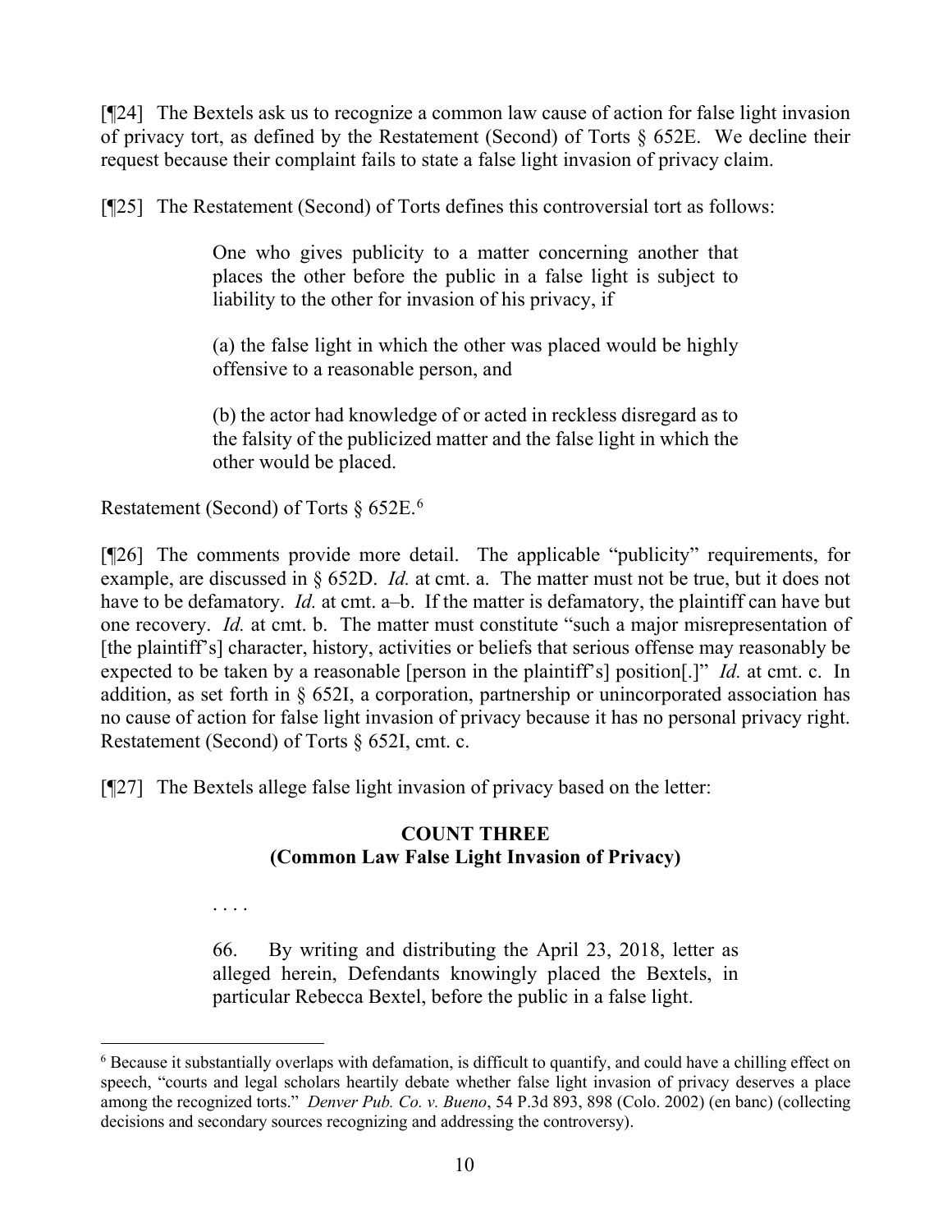[¶24] The Bextels ask us to recognize a common law cause of action for false light invasion of privacy tort, as defined by the Restatement (Second) of Torts § 652E. We decline their request because their complaint fails to state a false light invasion of privacy claim.

[¶25] The Restatement (Second) of Torts defines this controversial tort as follows:

> One who gives publicity to a matter concerning another that places the other before the public in a false light is subject to liability to the other for invasion of his privacy, if
>
> (a) the false light in which the other was placed would be highly offensive to a reasonable person, and
>
> (b) the actor had knowledge of or acted in reckless disregard as to the falsity of the publicized matter and the false light in which the other would be placed.

Restatement (Second) of Torts § 652E.[6]

[¶26] The comments provide more detail. The applicable "publicity" requirements, for example, are discussed in § 652D. *Id.* at cmt. a. The matter must not be true, but it does not have to be defamatory. *Id.* at cmt. a–b. If the matter is defamatory, the plaintiff can have but one recovery. *Id.* at cmt. b. The matter must constitute "such a major misrepresentation of [the plaintiff's] character, history, activities or beliefs that serious offense may reasonably be expected to be taken by a reasonable [person in the plaintiff's] position[.]" *Id.* at cmt. c. In addition, as set forth in § 652I, a corporation, partnership or unincorporated association has no cause of action for false light invasion of privacy because it has no personal privacy right. Restatement (Second) of Torts § 652I, cmt. c.

[¶27] The Bextels allege false light invasion of privacy based on the letter:

> **COUNT THREE**
> **(Common Law False Light Invasion of Privacy)**
>
> . . . .
>
> 66. By writing and distributing the April 23, 2018, letter as alleged herein, Defendants knowingly placed the Bextels, in particular Rebecca Bextel, before the public in a false light.

---

[6] Because it substantially overlaps with defamation, is difficult to quantify, and could have a chilling effect on speech, "courts and legal scholars heartily debate whether false light invasion of privacy deserves a place among the recognized torts." *Denver Pub. Co. v. Bueno*, 54 P.3d 893, 898 (Colo. 2002) (en banc) (collecting decisions and secondary sources recognizing and addressing the controversy).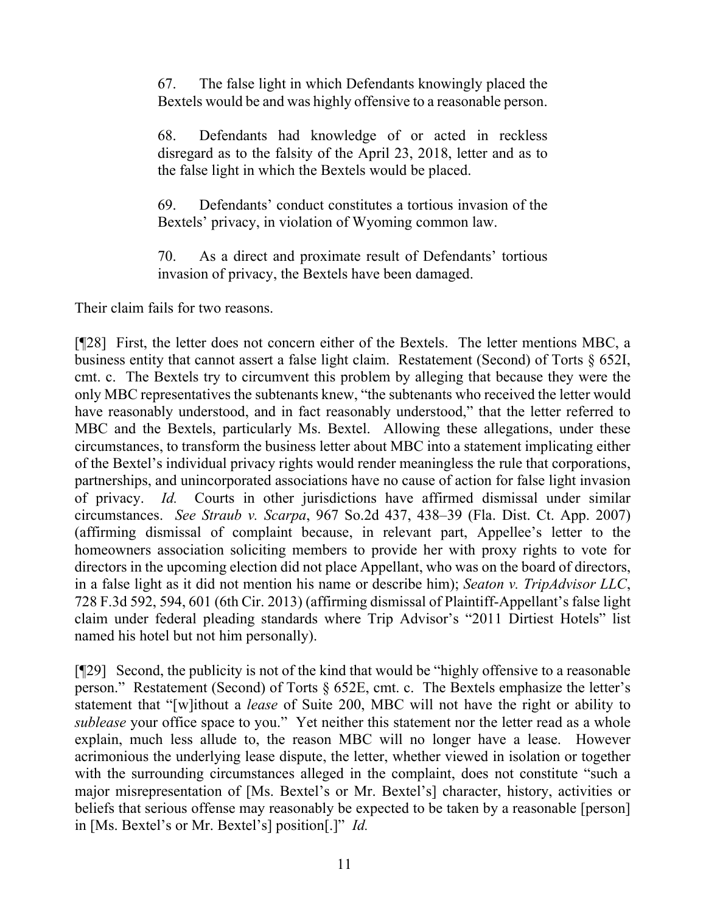> 67. The false light in which Defendants knowingly placed the Bextels would be and was highly offensive to a reasonable person.
>
> 68. Defendants had knowledge of or acted in reckless disregard as to the falsity of the April 23, 2018, letter and as to the false light in which the Bextels would be placed.
>
> 69. Defendants' conduct constitutes a tortious invasion of the Bextels' privacy, in violation of Wyoming common law.
>
> 70. As a direct and proximate result of Defendants' tortious invasion of privacy, the Bextels have been damaged.

Their claim fails for two reasons.

[¶28] First, the letter does not concern either of the Bextels. The letter mentions MBC, a business entity that cannot assert a false light claim. Restatement (Second) of Torts § 652I, cmt. c. The Bextels try to circumvent this problem by alleging that because they were the only MBC representatives the subtenants knew, "the subtenants who received the letter would have reasonably understood, and in fact reasonably understood," that the letter referred to MBC and the Bextels, particularly Ms. Bextel. Allowing these allegations, under these circumstances, to transform the business letter about MBC into a statement implicating either of the Bextel's individual privacy rights would render meaningless the rule that corporations, partnerships, and unincorporated associations have no cause of action for false light invasion of privacy. *Id.* Courts in other jurisdictions have affirmed dismissal under similar circumstances. *See Straub v. Scarpa*, 967 So.2d 437, 438–39 (Fla. Dist. Ct. App. 2007) (affirming dismissal of complaint because, in relevant part, Appellee's letter to the homeowners association soliciting members to provide her with proxy rights to vote for directors in the upcoming election did not place Appellant, who was on the board of directors, in a false light as it did not mention his name or describe him); *Seaton v. TripAdvisor LLC*, 728 F.3d 592, 594, 601 (6th Cir. 2013) (affirming dismissal of Plaintiff-Appellant's false light claim under federal pleading standards where Trip Advisor's "2011 Dirtiest Hotels" list named his hotel but not him personally).

[¶29] Second, the publicity is not of the kind that would be "highly offensive to a reasonable person." Restatement (Second) of Torts § 652E, cmt. c. The Bextels emphasize the letter's statement that "[w]ithout a *lease* of Suite 200, MBC will not have the right or ability to *sublease* your office space to you." Yet neither this statement nor the letter read as a whole explain, much less allude to, the reason MBC will no longer have a lease. However acrimonious the underlying lease dispute, the letter, whether viewed in isolation or together with the surrounding circumstances alleged in the complaint, does not constitute "such a major misrepresentation of [Ms. Bextel's or Mr. Bextel's] character, history, activities or beliefs that serious offense may reasonably be expected to be taken by a reasonable [person] in [Ms. Bextel's or Mr. Bextel's] position[.]" *Id.*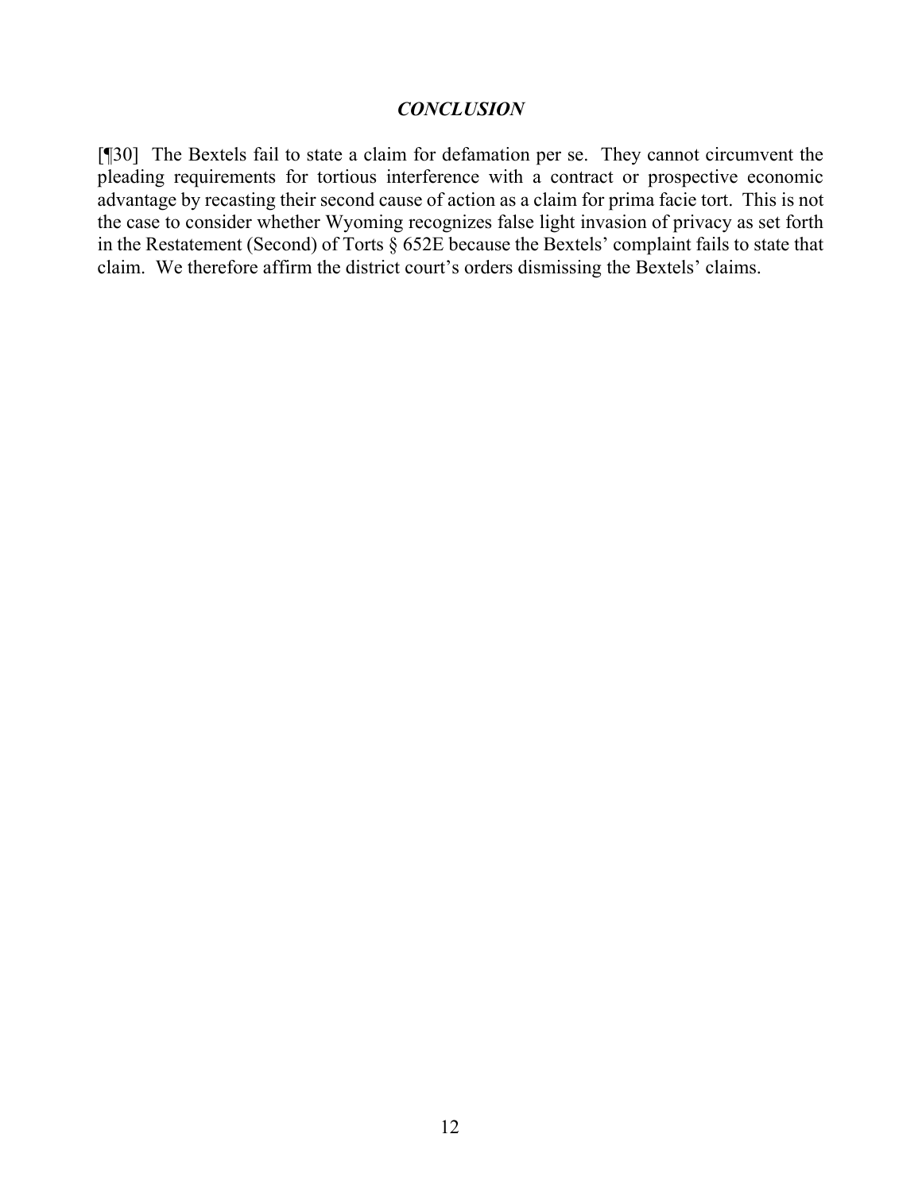### *CONCLUSION*

[¶30] The Bextels fail to state a claim for defamation per se. They cannot circumvent the pleading requirements for tortious interference with a contract or prospective economic advantage by recasting their second cause of action as a claim for prima facie tort. This is not the case to consider whether Wyoming recognizes false light invasion of privacy as set forth in the Restatement (Second) of Torts § 652E because the Bextels' complaint fails to state that claim. We therefore affirm the district court's orders dismissing the Bextels' claims.